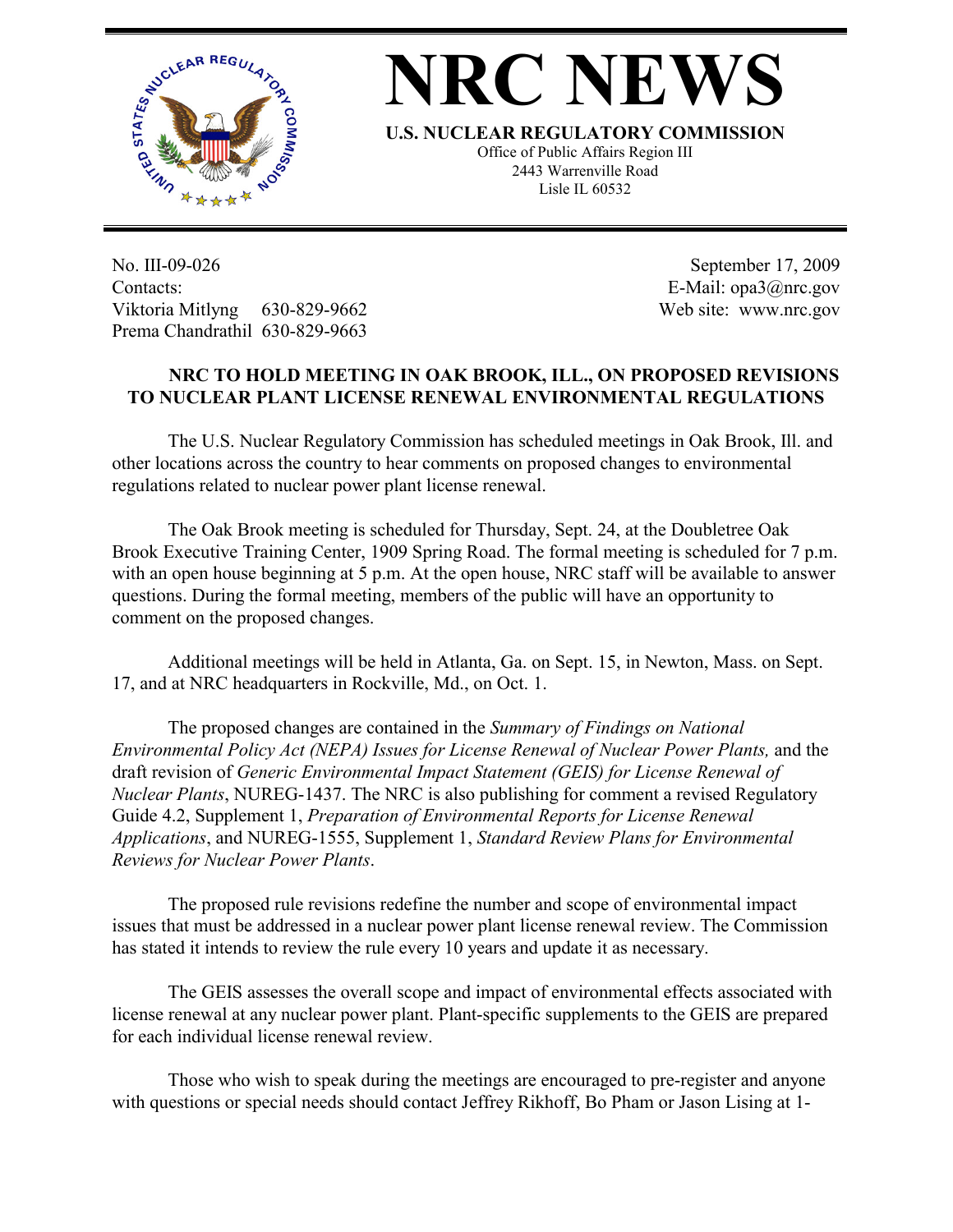# NRC NEWS

**U.S. NUCLEAR REGULATORY COMMISSION**

Office of Public Affairs Region III
2443 Warrenville Road
Lisle IL 60532

No. III-09-026
Contacts:
Viktoria Mitlyng 630-829-9662
Prema Chandrathil 630-829-9663

September 17, 2009
E-Mail: opa3@nrc.gov
Web site: www.nrc.gov

## NRC TO HOLD MEETING IN OAK BROOK, ILL., ON PROPOSED REVISIONS TO NUCLEAR PLANT LICENSE RENEWAL ENVIRONMENTAL REGULATIONS

The U.S. Nuclear Regulatory Commission has scheduled meetings in Oak Brook, Ill. and other locations across the country to hear comments on proposed changes to environmental regulations related to nuclear power plant license renewal.

The Oak Brook meeting is scheduled for Thursday, Sept. 24, at the Doubletree Oak Brook Executive Training Center, 1909 Spring Road. The formal meeting is scheduled for 7 p.m. with an open house beginning at 5 p.m. At the open house, NRC staff will be available to answer questions. During the formal meeting, members of the public will have an opportunity to comment on the proposed changes.

Additional meetings will be held in Atlanta, Ga. on Sept. 15, in Newton, Mass. on Sept. 17, and at NRC headquarters in Rockville, Md., on Oct. 1.

The proposed changes are contained in the *Summary of Findings on National Environmental Policy Act (NEPA) Issues for License Renewal of Nuclear Power Plants,* and the draft revision of *Generic Environmental Impact Statement (GEIS) for License Renewal of Nuclear Plants*, NUREG-1437. The NRC is also publishing for comment a revised Regulatory Guide 4.2, Supplement 1, *Preparation of Environmental Reports for License Renewal Applications*, and NUREG-1555, Supplement 1, *Standard Review Plans for Environmental Reviews for Nuclear Power Plants*.

The proposed rule revisions redefine the number and scope of environmental impact issues that must be addressed in a nuclear power plant license renewal review. The Commission has stated it intends to review the rule every 10 years and update it as necessary.

The GEIS assesses the overall scope and impact of environmental effects associated with license renewal at any nuclear power plant. Plant-specific supplements to the GEIS are prepared for each individual license renewal review.

Those who wish to speak during the meetings are encouraged to pre-register and anyone with questions or special needs should contact Jeffrey Rikhoff, Bo Pham or Jason Lising at 1-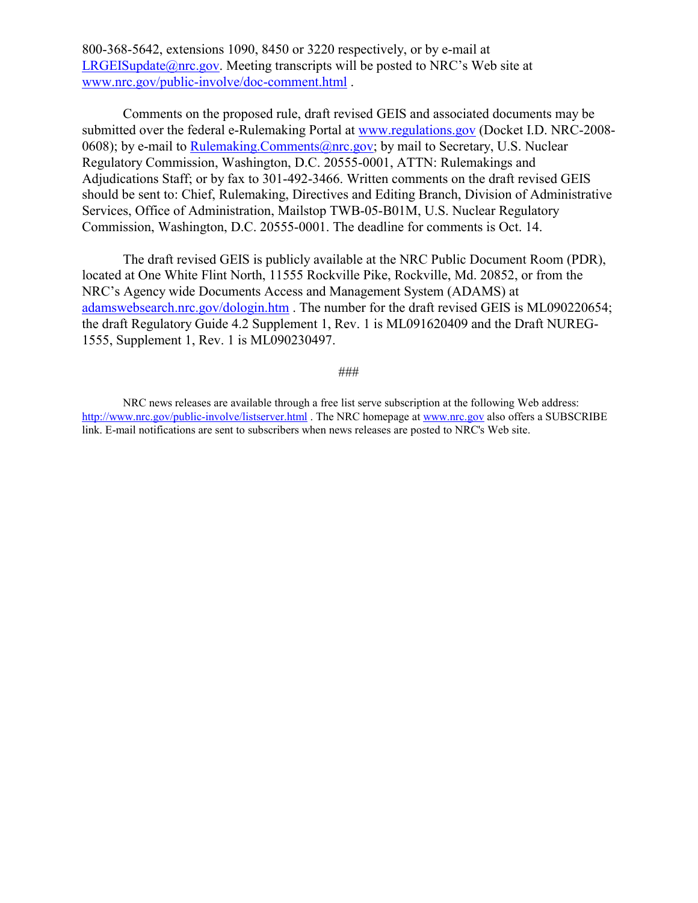800-368-5642, extensions 1090, 8450 or 3220 respectively, or by e-mail at LRGEISupdate@nrc.gov. Meeting transcripts will be posted to NRC's Web site at www.nrc.gov/public-involve/doc-comment.html .

Comments on the proposed rule, draft revised GEIS and associated documents may be submitted over the federal e-Rulemaking Portal at www.regulations.gov (Docket I.D. NRC-2008-0608); by e-mail to Rulemaking.Comments@nrc.gov; by mail to Secretary, U.S. Nuclear Regulatory Commission, Washington, D.C. 20555-0001, ATTN: Rulemakings and Adjudications Staff; or by fax to 301-492-3466. Written comments on the draft revised GEIS should be sent to: Chief, Rulemaking, Directives and Editing Branch, Division of Administrative Services, Office of Administration, Mailstop TWB-05-B01M, U.S. Nuclear Regulatory Commission, Washington, D.C. 20555-0001. The deadline for comments is Oct. 14.

The draft revised GEIS is publicly available at the NRC Public Document Room (PDR), located at One White Flint North, 11555 Rockville Pike, Rockville, Md. 20852, or from the NRC's Agency wide Documents Access and Management System (ADAMS) at adamswebsearch.nrc.gov/dologin.htm . The number for the draft revised GEIS is ML090220654; the draft Regulatory Guide 4.2 Supplement 1, Rev. 1 is ML091620409 and the Draft NUREG-1555, Supplement 1, Rev. 1 is ML090230497.

###

NRC news releases are available through a free list serve subscription at the following Web address: http://www.nrc.gov/public-involve/listserver.html . The NRC homepage at www.nrc.gov also offers a SUBSCRIBE link. E-mail notifications are sent to subscribers when news releases are posted to NRC's Web site.